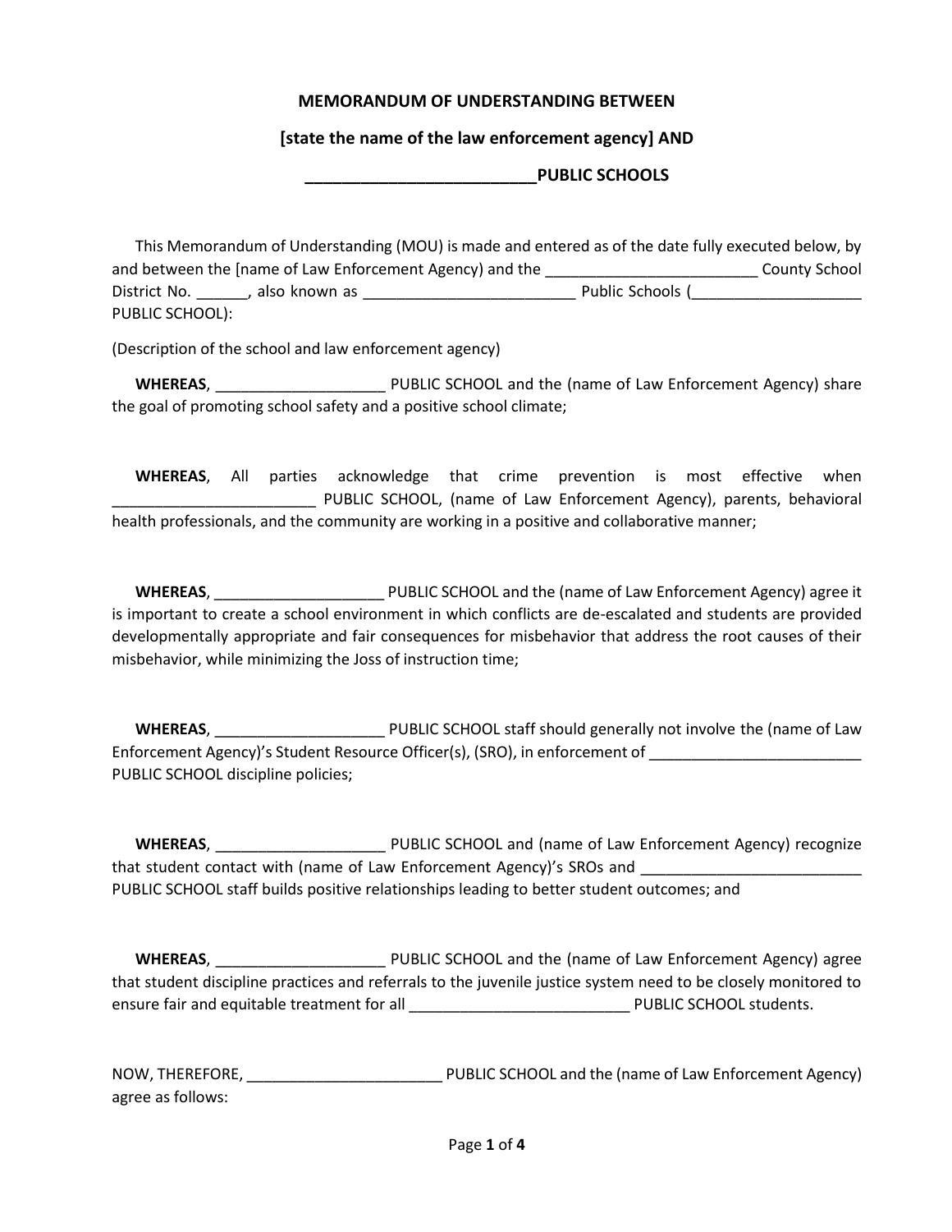# MEMORANDUM OF UNDERSTANDING BETWEEN

## [state the name of the law enforcement agency] AND

## __________________________PUBLIC SCHOOLS

This Memorandum of Understanding (MOU) is made and entered as of the date fully executed below, by and between the [name of Law Enforcement Agency) and the _________________________ County School District No. ______, also known as _________________________ Public Schools (____________________ PUBLIC SCHOOL):

(Description of the school and law enforcement agency)

**WHEREAS**, ____________________ PUBLIC SCHOOL and the (name of Law Enforcement Agency) share the goal of promoting school safety and a positive school climate;

**WHEREAS**, All parties acknowledge that crime prevention is most effective when ________________________ PUBLIC SCHOOL, (name of Law Enforcement Agency), parents, behavioral health professionals, and the community are working in a positive and collaborative manner;

**WHEREAS**, ____________________ PUBLIC SCHOOL and the (name of Law Enforcement Agency) agree it is important to create a school environment in which conflicts are de-escalated and students are provided developmentally appropriate and fair consequences for misbehavior that address the root causes of their misbehavior, while minimizing the Joss of instruction time;

**WHEREAS**, ____________________ PUBLIC SCHOOL staff should generally not involve the (name of Law Enforcement Agency)'s Student Resource Officer(s), (SRO), in enforcement of _________________________ PUBLIC SCHOOL discipline policies;

**WHEREAS**, ____________________ PUBLIC SCHOOL and (name of Law Enforcement Agency) recognize that student contact with (name of Law Enforcement Agency)'s SROs and __________________________ PUBLIC SCHOOL staff builds positive relationships leading to better student outcomes; and

**WHEREAS**, ____________________ PUBLIC SCHOOL and the (name of Law Enforcement Agency) agree that student discipline practices and referrals to the juvenile justice system need to be closely monitored to ensure fair and equitable treatment for all __________________________ PUBLIC SCHOOL students.

NOW, THEREFORE, _______________________ PUBLIC SCHOOL and the (name of Law Enforcement Agency) agree as follows: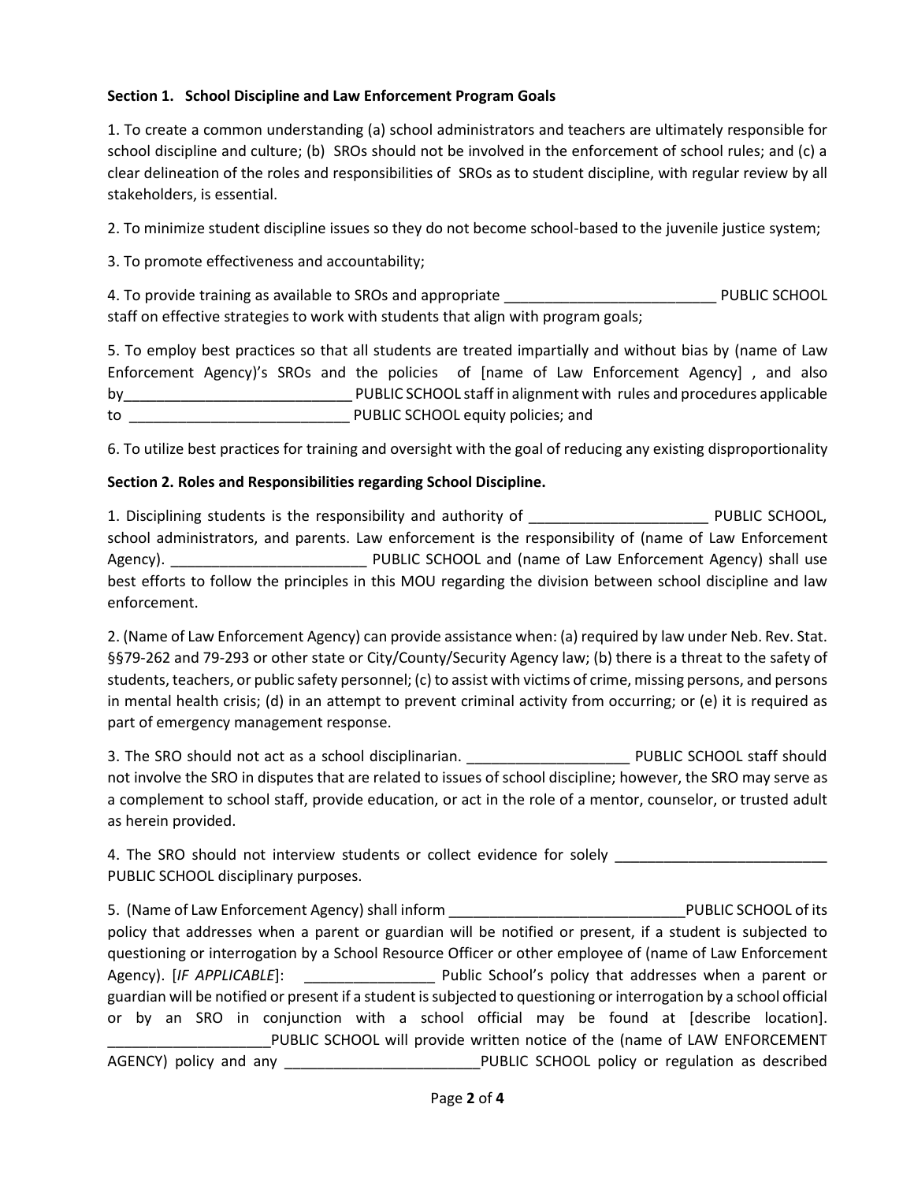**Section 1. School Discipline and Law Enforcement Program Goals**

1. To create a common understanding (a) school administrators and teachers are ultimately responsible for school discipline and culture; (b) SROs should not be involved in the enforcement of school rules; and (c) a clear delineation of the roles and responsibilities of SROs as to student discipline, with regular review by all stakeholders, is essential.

2. To minimize student discipline issues so they do not become school-based to the juvenile justice system;

3. To promote effectiveness and accountability;

4. To provide training as available to SROs and appropriate __________________________ PUBLIC SCHOOL staff on effective strategies to work with students that align with program goals;

5. To employ best practices so that all students are treated impartially and without bias by (name of Law Enforcement Agency)'s SROs and the policies of [name of Law Enforcement Agency] , and also by____________________________ PUBLIC SCHOOL staff in alignment with rules and procedures applicable to ___________________________ PUBLIC SCHOOL equity policies; and

6. To utilize best practices for training and oversight with the goal of reducing any existing disproportionality

**Section 2. Roles and Responsibilities regarding School Discipline.**

1. Disciplining students is the responsibility and authority of ______________________ PUBLIC SCHOOL, school administrators, and parents. Law enforcement is the responsibility of (name of Law Enforcement Agency). ________________________ PUBLIC SCHOOL and (name of Law Enforcement Agency) shall use best efforts to follow the principles in this MOU regarding the division between school discipline and law enforcement.

2. (Name of Law Enforcement Agency) can provide assistance when: (a) required by law under Neb. Rev. Stat. §§79-262 and 79-293 or other state or City/County/Security Agency law; (b) there is a threat to the safety of students, teachers, or public safety personnel; (c) to assist with victims of crime, missing persons, and persons in mental health crisis; (d) in an attempt to prevent criminal activity from occurring; or (e) it is required as part of emergency management response.

3. The SRO should not act as a school disciplinarian. ____________________ PUBLIC SCHOOL staff should not involve the SRO in disputes that are related to issues of school discipline; however, the SRO may serve as a complement to school staff, provide education, or act in the role of a mentor, counselor, or trusted adult as herein provided.

4. The SRO should not interview students or collect evidence for solely __________________________ PUBLIC SCHOOL disciplinary purposes.

5. (Name of Law Enforcement Agency) shall inform _____________________________PUBLIC SCHOOL of its policy that addresses when a parent or guardian will be notified or present, if a student is subjected to questioning or interrogation by a School Resource Officer or other employee of (name of Law Enforcement Agency). [*IF APPLICABLE*]: ________________ Public School's policy that addresses when a parent or guardian will be notified or present if a student is subjected to questioning or interrogation by a school official or by an SRO in conjunction with a school official may be found at [describe location]. ____________________PUBLIC SCHOOL will provide written notice of the (name of LAW ENFORCEMENT AGENCY) policy and any ________________________PUBLIC SCHOOL policy or regulation as described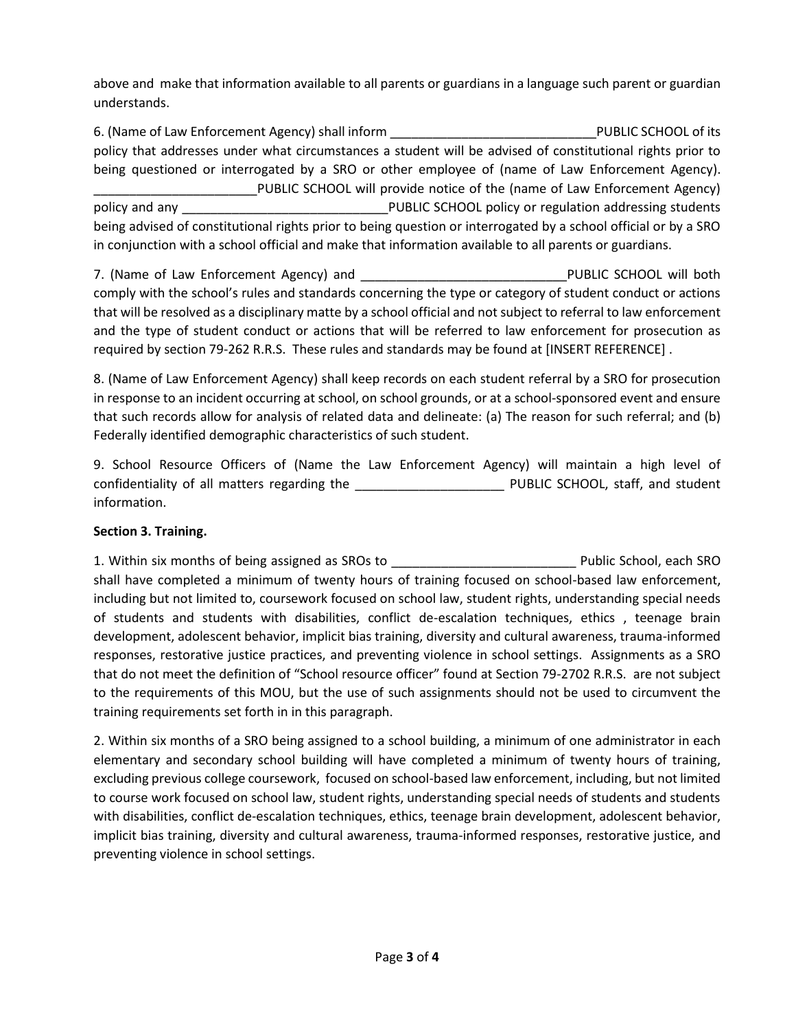above and make that information available to all parents or guardians in a language such parent or guardian understands.

6. (Name of Law Enforcement Agency) shall inform _____________________________PUBLIC SCHOOL of its policy that addresses under what circumstances a student will be advised of constitutional rights prior to being questioned or interrogated by a SRO or other employee of (name of Law Enforcement Agency). _______________________PUBLIC SCHOOL will provide notice of the (name of Law Enforcement Agency) policy and any _____________________________PUBLIC SCHOOL policy or regulation addressing students being advised of constitutional rights prior to being question or interrogated by a school official or by a SRO in conjunction with a school official and make that information available to all parents or guardians.

7. (Name of Law Enforcement Agency) and _____________________________PUBLIC SCHOOL will both comply with the school's rules and standards concerning the type or category of student conduct or actions that will be resolved as a disciplinary matte by a school official and not subject to referral to law enforcement and the type of student conduct or actions that will be referred to law enforcement for prosecution as required by section 79-262 R.R.S. These rules and standards may be found at [INSERT REFERENCE] .

8. (Name of Law Enforcement Agency) shall keep records on each student referral by a SRO for prosecution in response to an incident occurring at school, on school grounds, or at a school-sponsored event and ensure that such records allow for analysis of related data and delineate: (a) The reason for such referral; and (b) Federally identified demographic characteristics of such student.

9. School Resource Officers of (Name the Law Enforcement Agency) will maintain a high level of confidentiality of all matters regarding the _____________________ PUBLIC SCHOOL, staff, and student information.

**Section 3. Training.**

1. Within six months of being assigned as SROs to __________________________ Public School, each SRO shall have completed a minimum of twenty hours of training focused on school-based law enforcement, including but not limited to, coursework focused on school law, student rights, understanding special needs of students and students with disabilities, conflict de-escalation techniques, ethics , teenage brain development, adolescent behavior, implicit bias training, diversity and cultural awareness, trauma-informed responses, restorative justice practices, and preventing violence in school settings. Assignments as a SRO that do not meet the definition of "School resource officer" found at Section 79-2702 R.R.S. are not subject to the requirements of this MOU, but the use of such assignments should not be used to circumvent the training requirements set forth in in this paragraph.

2. Within six months of a SRO being assigned to a school building, a minimum of one administrator in each elementary and secondary school building will have completed a minimum of twenty hours of training, excluding previous college coursework, focused on school-based law enforcement, including, but not limited to course work focused on school law, student rights, understanding special needs of students and students with disabilities, conflict de-escalation techniques, ethics, teenage brain development, adolescent behavior, implicit bias training, diversity and cultural awareness, trauma-informed responses, restorative justice, and preventing violence in school settings.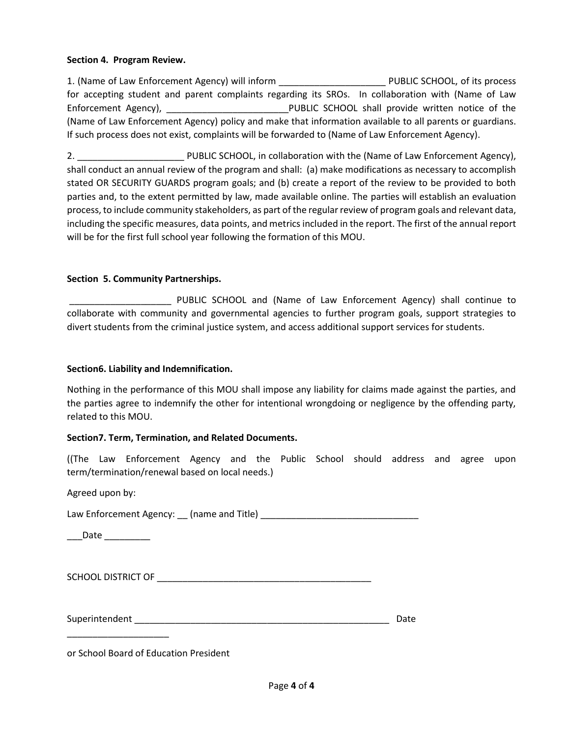**Section 4. Program Review.**

1. (Name of Law Enforcement Agency) will inform _____________________ PUBLIC SCHOOL, of its process for accepting student and parent complaints regarding its SROs. In collaboration with (Name of Law Enforcement Agency), ________________________PUBLIC SCHOOL shall provide written notice of the (Name of Law Enforcement Agency) policy and make that information available to all parents or guardians. If such process does not exist, complaints will be forwarded to (Name of Law Enforcement Agency).

2. _____________________ PUBLIC SCHOOL, in collaboration with the (Name of Law Enforcement Agency), shall conduct an annual review of the program and shall: (a) make modifications as necessary to accomplish stated OR SECURITY GUARDS program goals; and (b) create a report of the review to be provided to both parties and, to the extent permitted by law, made available online. The parties will establish an evaluation process, to include community stakeholders, as part of the regular review of program goals and relevant data, including the specific measures, data points, and metrics included in the report. The first of the annual report will be for the first full school year following the formation of this MOU.

**Section 5. Community Partnerships.**

____________________ PUBLIC SCHOOL and (Name of Law Enforcement Agency) shall continue to collaborate with community and governmental agencies to further program goals, support strategies to divert students from the criminal justice system, and access additional support services for students.

**Section6. Liability and Indemnification.**

Nothing in the performance of this MOU shall impose any liability for claims made against the parties, and the parties agree to indemnify the other for intentional wrongdoing or negligence by the offending party, related to this MOU.

**Section7. Term, Termination, and Related Documents.**

((The Law Enforcement Agency and the Public School should address and agree upon term/termination/renewal based on local needs.)

Agreed upon by:

Law Enforcement Agency: __ (name and Title) _______________________________

___Date _________

SCHOOL DISTRICT OF ___________________________________________

Superintendent ____________________________________________________ Date ____________________

or School Board of Education President